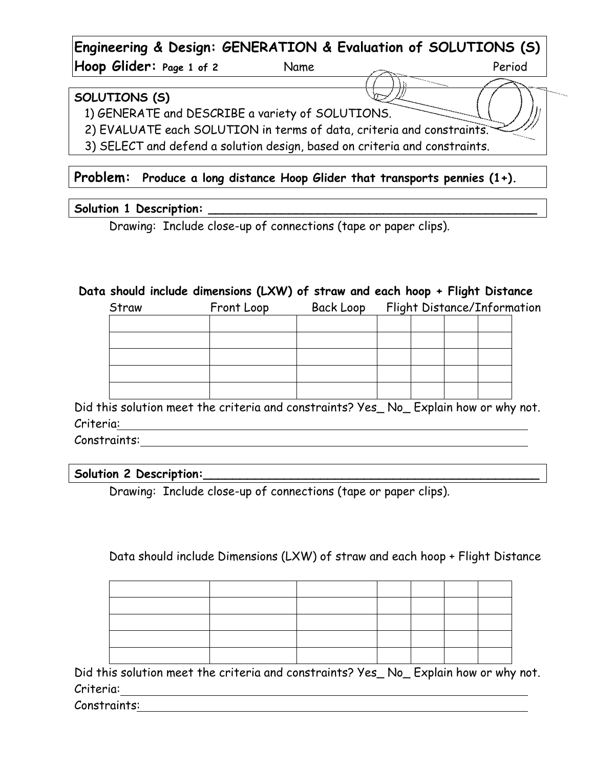# Engineering & Design: GENERATION & Evaluation of SOLUTIONS (S)

**Hoop Glider:** Page 1 of 2 Name Period

**SOLUTIONS (S)**

1) GENERATE and DESCRIBE a variety of SOLUTIONS.
2) EVALUATE each SOLUTION in terms of data, criteria and constraints.
3) SELECT and defend a solution design, based on criteria and constraints.

**Problem: Produce a long distance Hoop Glider that transports pennies (1+).**

**Solution 1 Description:** ________________________________________________

Drawing: Include close-up of connections (tape or paper clips).

**Data should include dimensions (LXW) of straw and each hoop + Flight Distance**

| Straw | Front Loop | Back Loop | Flight Distance/Information | | | |
|---|---|---|---|---|---|---|
| | | | | | | |
| | | | | | | |
| | | | | | | |
| | | | | | | |
| | | | | | | |

Did this solution meet the criteria and constraints? Yes_ No_ Explain how or why not.

Criteria: ________________________________________________

Constraints: ________________________________________________

**Solution 2 Description:** ________________________________________________

Drawing: Include close-up of connections (tape or paper clips).

Data should include Dimensions (LXW) of straw and each hoop + Flight Distance

| | | | | | | |
|---|---|---|---|---|---|---|
| | | | | | | |
| | | | | | | |
| | | | | | | |
| | | | | | | |
| | | | | | | |

Did this solution meet the criteria and constraints? Yes_ No_ Explain how or why not.

Criteria: ________________________________________________

Constraints: ________________________________________________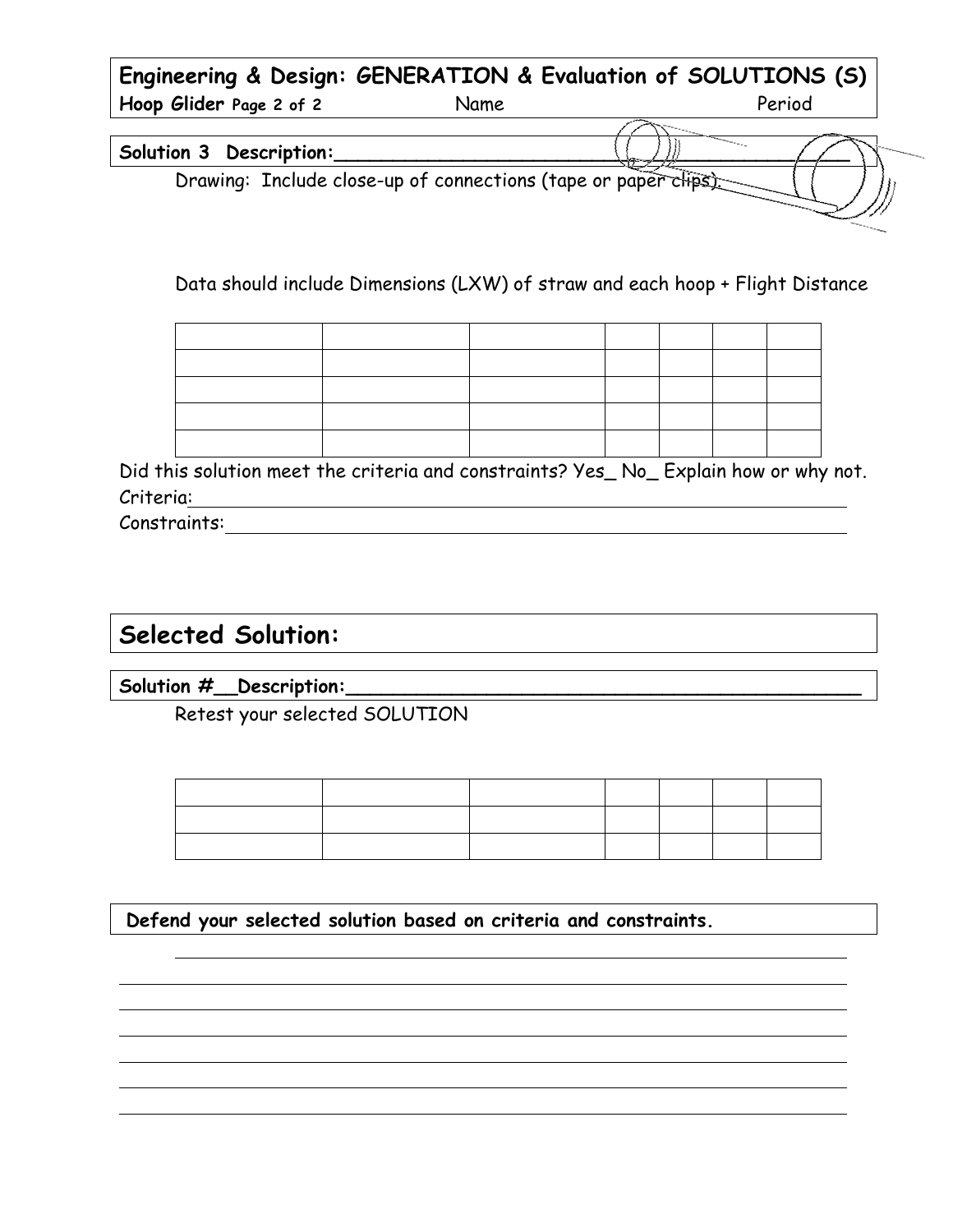**Engineering & Design: GENERATION & Evaluation of SOLUTIONS (S)**
**Hoop Glider** Page 2 of 2 Name Period

**Solution 3 Description:**________________________________________

Drawing: Include close-up of connections (tape or paper clips).

Data should include Dimensions (LXW) of straw and each hoop + Flight Distance

| | | | | | | |
|---|---|---|---|---|---|---|
| | | | | | | |
| | | | | | | |
| | | | | | | |
| | | | | | | |
| | | | | | | |

Did this solution meet the criteria and constraints? Yes_ No_ Explain how or why not.

Criteria:________________________________________

Constraints:________________________________________

## Selected Solution:

**Solution #__Description:**________________________________________

Retest your selected SOLUTION

| | | | | | | |
|---|---|---|---|---|---|---|
| | | | | | | |
| | | | | | | |
| | | | | | | |

**Defend your selected solution based on criteria and constraints.**

________________________________________

________________________________________

________________________________________

________________________________________

________________________________________

________________________________________

________________________________________